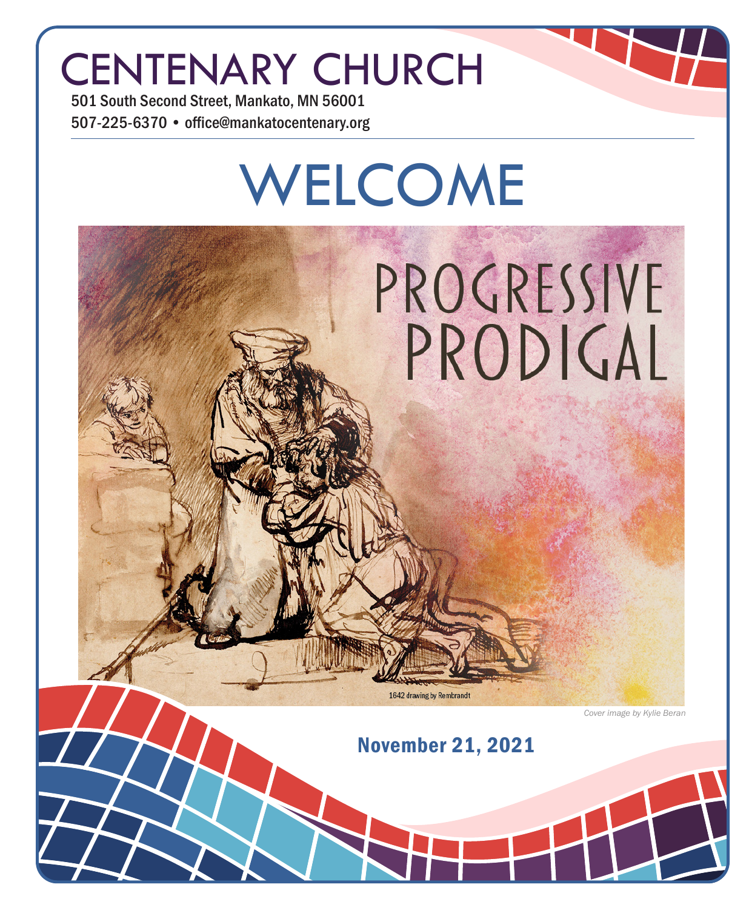# CENTENARY CHURCH

501 South Second Street, Mankato, MN 56001

507-225-6370 • office@mankatocentenary.org

# WELCOME

## PROGRESSIVE PRODIGAL

1642 drawing by Rembrandt

*Cover image by Kylie Beran*

**November 21, 2021**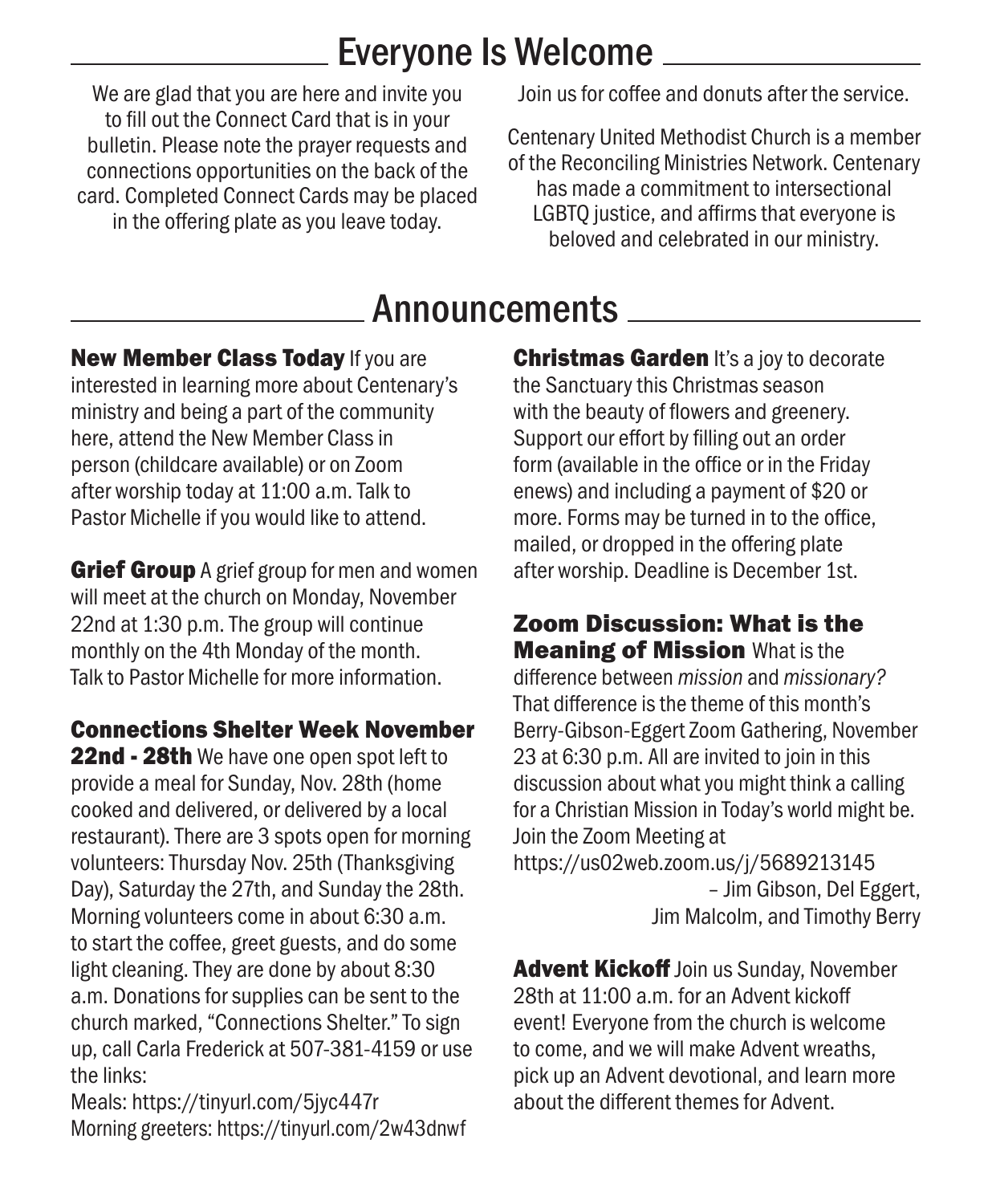## Everyone Is Welcome

We are glad that you are here and invite you to fill out the Connect Card that is in your bulletin. Please note the prayer requests and connections opportunities on the back of the card. Completed Connect Cards may be placed in the offering plate as you leave today.

Join us for coffee and donuts after the service.

Centenary United Methodist Church is a member of the Reconciling Ministries Network. Centenary has made a commitment to intersectional LGBTQ justice, and affirms that everyone is beloved and celebrated in our ministry.

## Announcements

**New Member Class Today** If you are interested in learning more about Centenary's ministry and being a part of the community here, attend the New Member Class in person (childcare available) or on Zoom after worship today at 11:00 a.m. Talk to Pastor Michelle if you would like to attend.

**Grief Group** A grief group for men and women will meet at the church on Monday, November 22nd at 1:30 p.m. The group will continue monthly on the 4th Monday of the month. Talk to Pastor Michelle for more information.

**Connections Shelter Week November 22nd - 28th** We have one open spot left to provide a meal for Sunday, Nov. 28th (home cooked and delivered, or delivered by a local restaurant). There are 3 spots open for morning volunteers: Thursday Nov. 25th (Thanksgiving Day), Saturday the 27th, and Sunday the 28th. Morning volunteers come in about 6:30 a.m. to start the coffee, greet guests, and do some light cleaning. They are done by about 8:30 a.m. Donations for supplies can be sent to the church marked, "Connections Shelter." To sign up, call Carla Frederick at 507-381-4159 or use the links:
Meals: https://tinyurl.com/5jyc447r
Morning greeters: https://tinyurl.com/2w43dnwf

**Christmas Garden** It's a joy to decorate the Sanctuary this Christmas season with the beauty of flowers and greenery. Support our effort by filling out an order form (available in the office or in the Friday enews) and including a payment of $20 or more. Forms may be turned in to the office, mailed, or dropped in the offering plate after worship. Deadline is December 1st.

**Zoom Discussion: What is the Meaning of Mission** What is the difference between *mission* and *missionary?* That difference is the theme of this month's Berry-Gibson-Eggert Zoom Gathering, November 23 at 6:30 p.m. All are invited to join in this discussion about what you might think a calling for a Christian Mission in Today's world might be. Join the Zoom Meeting at
https://us02web.zoom.us/j/5689213145

– Jim Gibson, Del Eggert, Jim Malcolm, and Timothy Berry

**Advent Kickoff** Join us Sunday, November 28th at 11:00 a.m. for an Advent kickoff event! Everyone from the church is welcome to come, and we will make Advent wreaths, pick up an Advent devotional, and learn more about the different themes for Advent.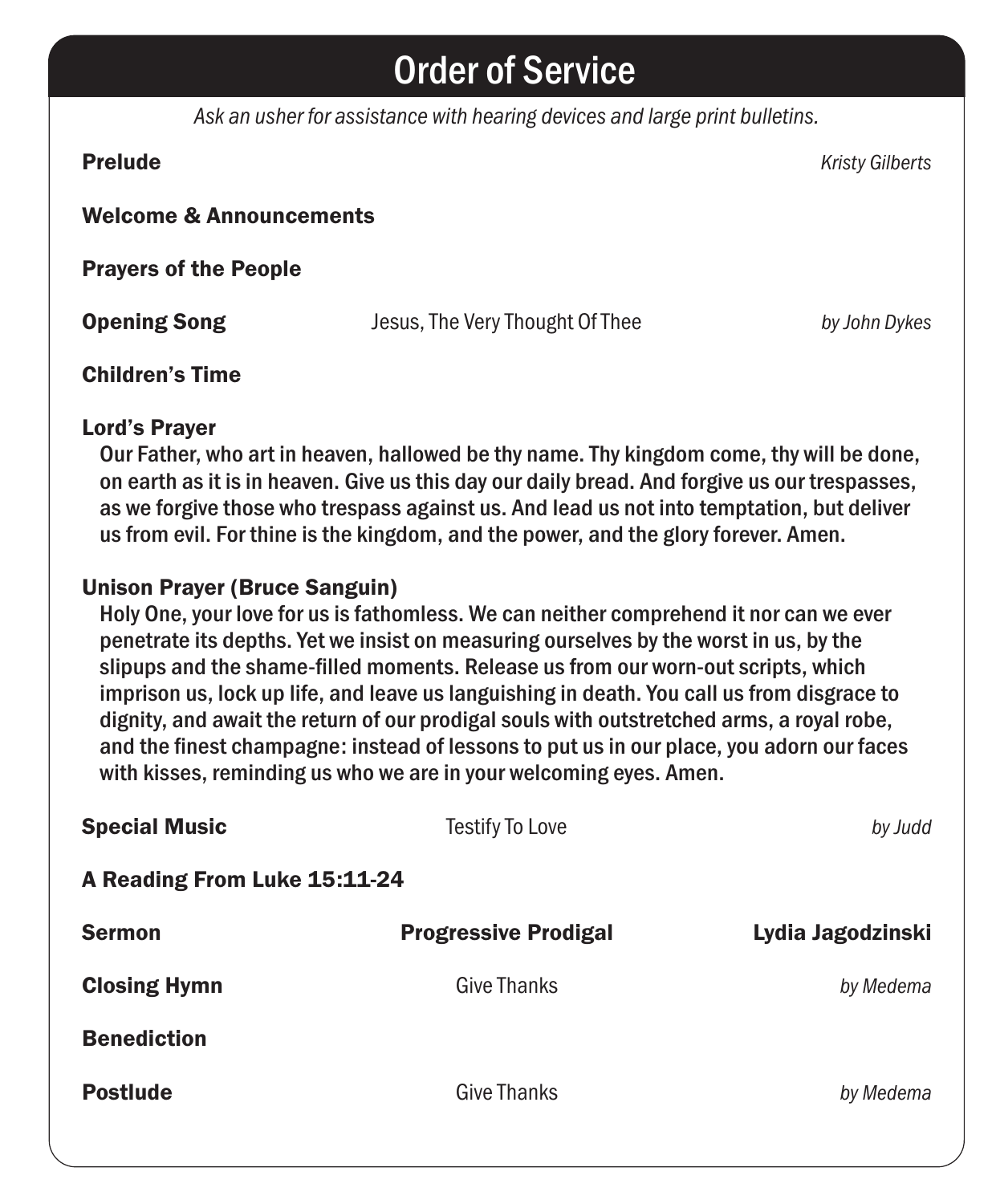# Order of Service

*Ask an usher for assistance with hearing devices and large print bulletins.*

**Prelude** *Kristy Gilberts*

**Welcome & Announcements**

**Prayers of the People**

**Opening Song** Jesus, The Very Thought Of Thee *by John Dykes*

**Children's Time**

**Lord's Prayer**

Our Father, who art in heaven, hallowed be thy name. Thy kingdom come, thy will be done, on earth as it is in heaven. Give us this day our daily bread. And forgive us our trespasses, as we forgive those who trespass against us. And lead us not into temptation, but deliver us from evil. For thine is the kingdom, and the power, and the glory forever. Amen.

**Unison Prayer (Bruce Sanguin)**

Holy One, your love for us is fathomless. We can neither comprehend it nor can we ever penetrate its depths. Yet we insist on measuring ourselves by the worst in us, by the slipups and the shame-filled moments. Release us from our worn-out scripts, which imprison us, lock up life, and leave us languishing in death. You call us from disgrace to dignity, and await the return of our prodigal souls with outstretched arms, a royal robe, and the finest champagne: instead of lessons to put us in our place, you adorn our faces with kisses, reminding us who we are in your welcoming eyes. Amen.

**Special Music** Testify To Love *by Judd*

**A Reading From Luke 15:11-24**

**Sermon** **Progressive Prodigal** **Lydia Jagodzinski**

**Closing Hymn** Give Thanks *by Medema*

**Benediction**

**Postlude** Give Thanks *by Medema*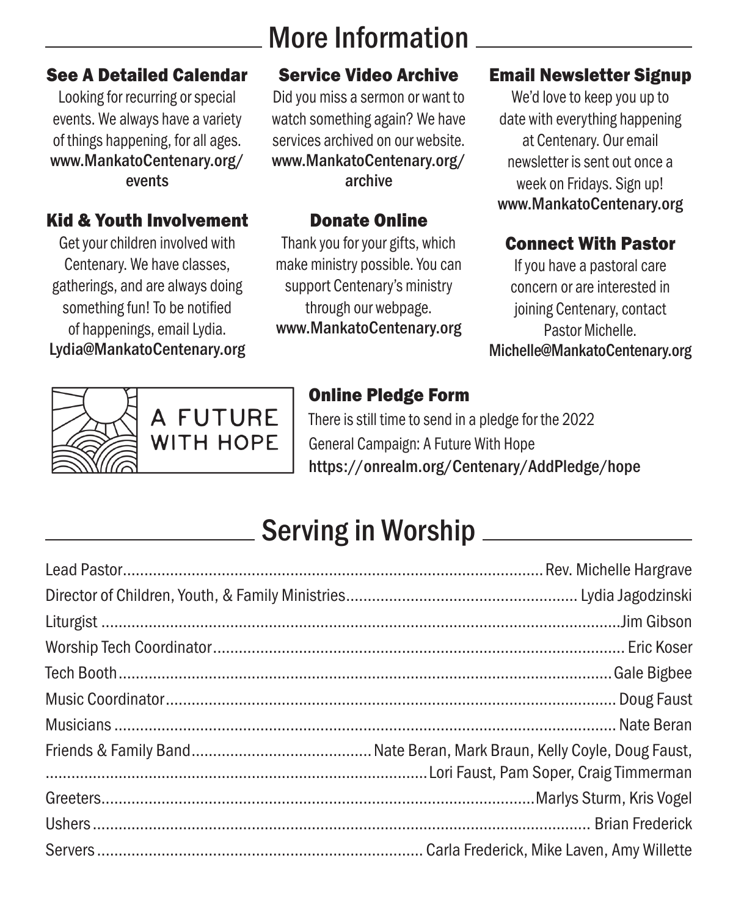# More Information

### See A Detailed Calendar

Looking for recurring or special events. We always have a variety of things happening, for all ages.
www.MankatoCentenary.org/events

### Kid & Youth Involvement

Get your children involved with Centenary. We have classes, gatherings, and are always doing something fun! To be notified of happenings, email Lydia.
Lydia@MankatoCentenary.org

### Service Video Archive

Did you miss a sermon or want to watch something again? We have services archived on our website.
www.MankatoCentenary.org/archive

### Donate Online

Thank you for your gifts, which make ministry possible. You can support Centenary's ministry through our webpage.
www.MankatoCentenary.org

### Email Newsletter Signup

We'd love to keep you up to date with everything happening at Centenary. Our email newsletter is sent out once a week on Fridays. Sign up!
www.MankatoCentenary.org

### Connect With Pastor

If you have a pastoral care concern or are interested in joining Centenary, contact Pastor Michelle.
Michelle@MankatoCentenary.org

A FUTURE WITH HOPE

### Online Pledge Form

There is still time to send in a pledge for the 2022 General Campaign: A Future With Hope
https://onrealm.org/Centenary/AddPledge/hope

# Serving in Worship

| | |
|---|---|
| Lead Pastor | Rev. Michelle Hargrave |
| Director of Children, Youth, & Family Ministries | Lydia Jagodzinski |
| Liturgist | Jim Gibson |
| Worship Tech Coordinator | Eric Koser |
| Tech Booth | Gale Bigbee |
| Music Coordinator | Doug Faust |
| Musicians | Nate Beran |
| Friends & Family Band | Nate Beran, Mark Braun, Kelly Coyle, Doug Faust, Lori Faust, Pam Soper, Craig Timmerman |
| Greeters | Marlys Sturm, Kris Vogel |
| Ushers | Brian Frederick |
| Servers | Carla Frederick, Mike Laven, Amy Willette |